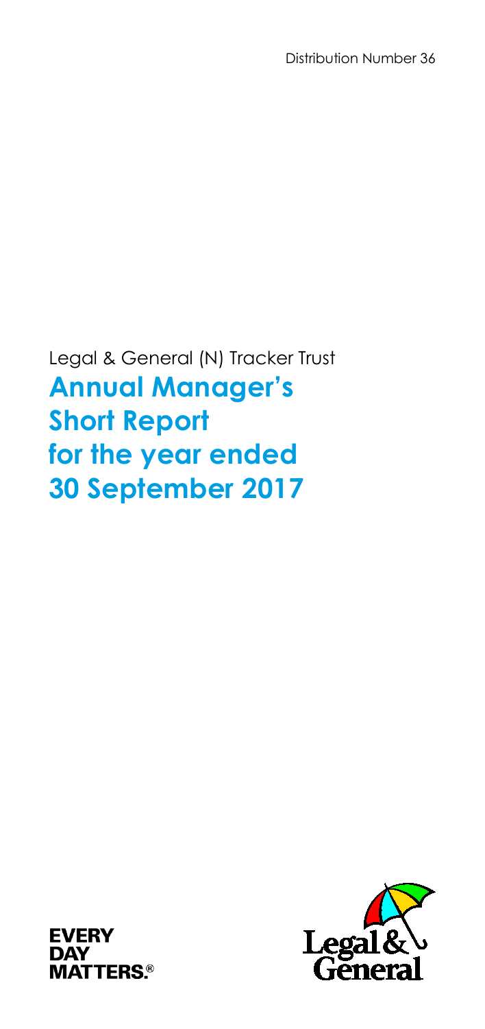Distribution Number 36

Legal & General (N) Tracker Trust

# Annual Manager's Short Report for the year ended 30 September 2017

EVERY DAY MATTERS.®

Legal & General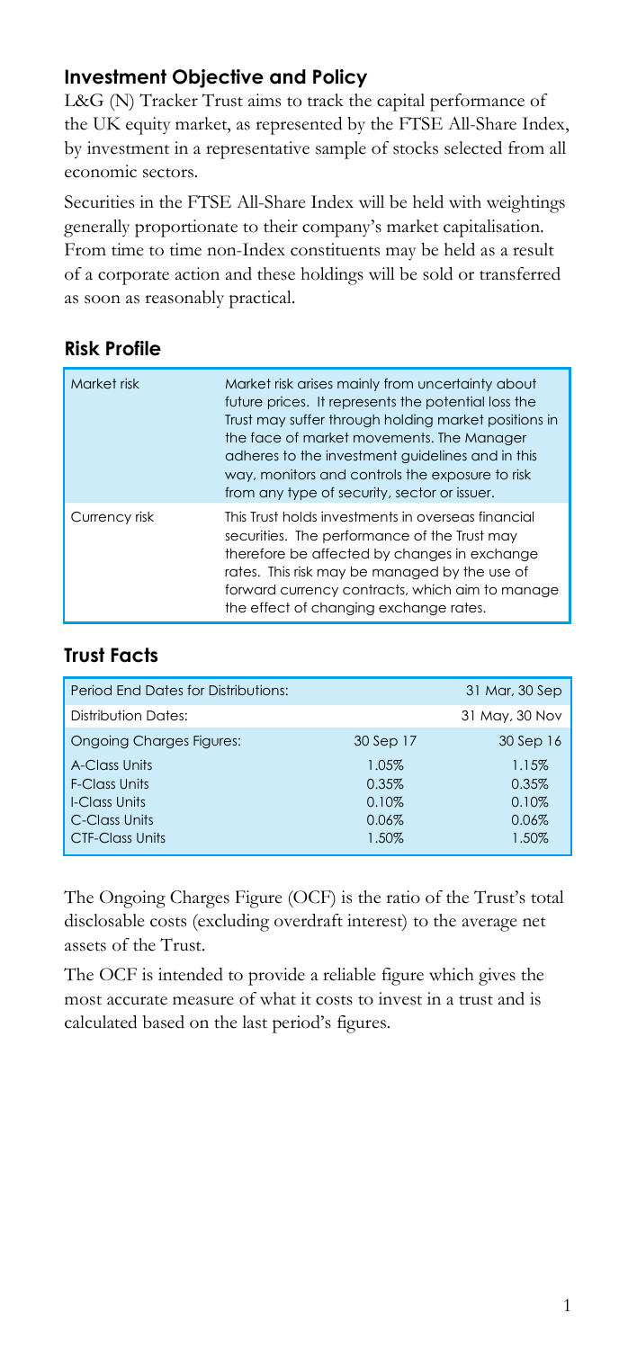## Investment Objective and Policy

L&G (N) Tracker Trust aims to track the capital performance of the UK equity market, as represented by the FTSE All-Share Index, by investment in a representative sample of stocks selected from all economic sectors.

Securities in the FTSE All-Share Index will be held with weightings generally proportionate to their company's market capitalisation. From time to time non-Index constituents may be held as a result of a corporate action and these holdings will be sold or transferred as soon as reasonably practical.

## Risk Profile

| | |
|---|---|
| Market risk | Market risk arises mainly from uncertainty about future prices. It represents the potential loss the Trust may suffer through holding market positions in the face of market movements. The Manager adheres to the investment guidelines and in this way, monitors and controls the exposure to risk from any type of security, sector or issuer. |
| Currency risk | This Trust holds investments in overseas financial securities. The performance of the Trust may therefore be affected by changes in exchange rates. This risk may be managed by the use of forward currency contracts, which aim to manage the effect of changing exchange rates. |

## Trust Facts

| Period End Dates for Distributions: | | 31 Mar, 30 Sep |
|---|---|---|
| Distribution Dates: | | 31 May, 30 Nov |
| Ongoing Charges Figures: | 30 Sep 17 | 30 Sep 16 |
| A-Class Units | 1.05% | 1.15% |
| F-Class Units | 0.35% | 0.35% |
| I-Class Units | 0.10% | 0.10% |
| C-Class Units | 0.06% | 0.06% |
| CTF-Class Units | 1.50% | 1.50% |

The Ongoing Charges Figure (OCF) is the ratio of the Trust's total disclosable costs (excluding overdraft interest) to the average net assets of the Trust.

The OCF is intended to provide a reliable figure which gives the most accurate measure of what it costs to invest in a trust and is calculated based on the last period's figures.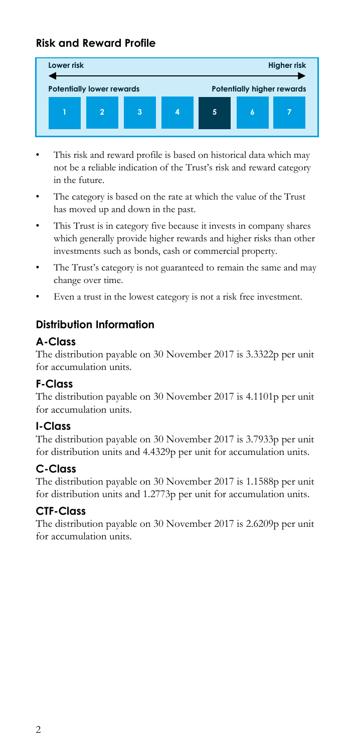## Risk and Reward Profile

| Lower risk | | | | | | Higher risk |
|---|---|---|---|---|---|---|
| Potentially lower rewards | | | | | | Potentially higher rewards |
| 1 | 2 | 3 | 4 | **5** | 6 | 7 |

- This risk and reward profile is based on historical data which may not be a reliable indication of the Trust's risk and reward category in the future.
- The category is based on the rate at which the value of the Trust has moved up and down in the past.
- This Trust is in category five because it invests in company shares which generally provide higher rewards and higher risks than other investments such as bonds, cash or commercial property.
- The Trust's category is not guaranteed to remain the same and may change over time.
- Even a trust in the lowest category is not a risk free investment.

## Distribution Information

### A-Class

The distribution payable on 30 November 2017 is 3.3322p per unit for accumulation units.

### F-Class

The distribution payable on 30 November 2017 is 4.1101p per unit for accumulation units.

### I-Class

The distribution payable on 30 November 2017 is 3.7933p per unit for distribution units and 4.4329p per unit for accumulation units.

### C-Class

The distribution payable on 30 November 2017 is 1.1588p per unit for distribution units and 1.2773p per unit for accumulation units.

### CTF-Class

The distribution payable on 30 November 2017 is 2.6209p per unit for accumulation units.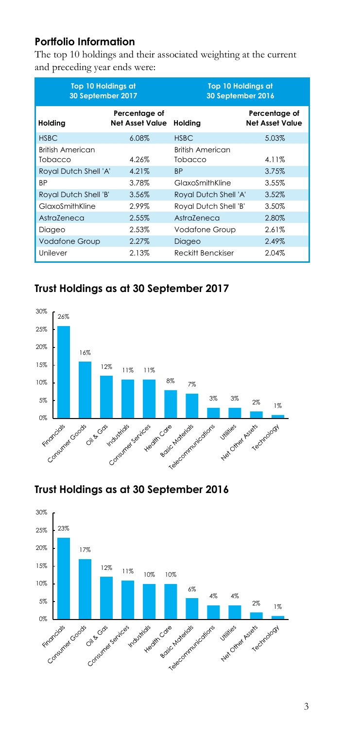## Portfolio Information

The top 10 holdings and their associated weighting at the current and preceding year ends were:

| Top 10 Holdings at 30 September 2017 | | Top 10 Holdings at 30 September 2016 | |
|---|---|---|---|
| **Holding** | **Percentage of Net Asset Value** | **Holding** | **Percentage of Net Asset Value** |
| HSBC | 6.08% | HSBC | 5.03% |
| British American Tobacco | 4.26% | British American Tobacco | 4.11% |
| Royal Dutch Shell 'A' | 4.21% | BP | 3.75% |
| BP | 3.78% | GlaxoSmithKline | 3.55% |
| Royal Dutch Shell 'B' | 3.56% | Royal Dutch Shell 'A' | 3.52% |
| GlaxoSmithKline | 2.99% | Royal Dutch Shell 'B' | 3.50% |
| AstraZeneca | 2.55% | AstraZeneca | 2.80% |
| Diageo | 2.53% | Vodafone Group | 2.61% |
| Vodafone Group | 2.27% | Diageo | 2.49% |
| Unilever | 2.13% | Reckitt Benckiser | 2.04% |

## Trust Holdings as at 30 September 2017

| Sector | % |
|---|---|
| Financials | 26% |
| Consumer Goods | 16% |
| Oil & Gas | 12% |
| Industrials | 11% |
| Consumer Services | 11% |
| Health Care | 8% |
| Basic Materials | 7% |
| Telecommunications | 3% |
| Utilities | 3% |
| Net Other Assets | 2% |
| Technology | 1% |

## Trust Holdings as at 30 September 2016

| Sector | % |
|---|---|
| Financials | 23% |
| Consumer Goods | 17% |
| Oil & Gas | 12% |
| Consumer Services | 11% |
| Industrials | 10% |
| Health Care | 10% |
| Basic Materials | 6% |
| Telecommunications | 4% |
| Utilities | 4% |
| Net Other Assets | 2% |
| Technology | 1% |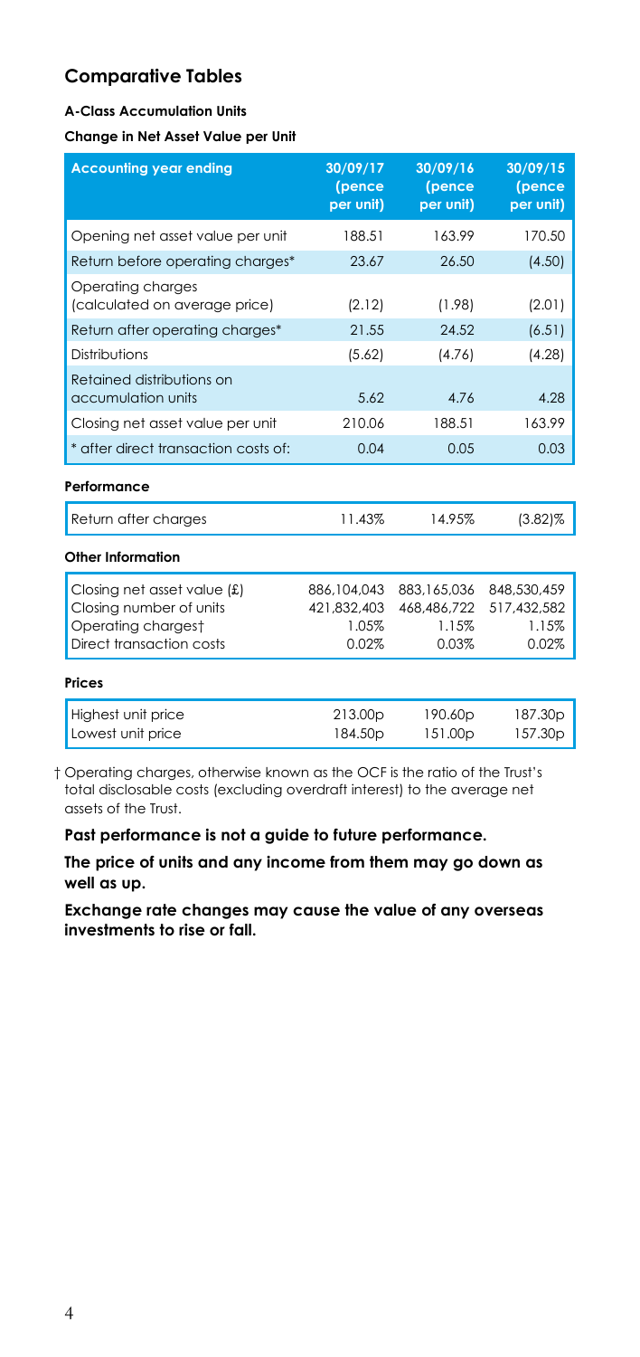## Comparative Tables

#### A-Class Accumulation Units

#### Change in Net Asset Value per Unit

| Accounting year ending | 30/09/17 (pence per unit) | 30/09/16 (pence per unit) | 30/09/15 (pence per unit) |
|---|---|---|---|
| Opening net asset value per unit | 188.51 | 163.99 | 170.50 |
| Return before operating charges* | 23.67 | 26.50 | (4.50) |
| Operating charges (calculated on average price) | (2.12) | (1.98) | (2.01) |
| Return after operating charges* | 21.55 | 24.52 | (6.51) |
| Distributions | (5.62) | (4.76) | (4.28) |
| Retained distributions on accumulation units | 5.62 | 4.76 | 4.28 |
| Closing net asset value per unit | 210.06 | 188.51 | 163.99 |
| * after direct transaction costs of: | 0.04 | 0.05 | 0.03 |

#### Performance

| | | | |
|---|---|---|---|
| Return after charges | 11.43% | 14.95% | (3.82)% |

#### Other Information

| | | | |
|---|---|---|---|
| Closing net asset value (£) | 886,104,043 | 883,165,036 | 848,530,459 |
| Closing number of units | 421,832,403 | 468,486,722 | 517,432,582 |
| Operating charges† | 1.05% | 1.15% | 1.15% |
| Direct transaction costs | 0.02% | 0.03% | 0.02% |

#### Prices

| | | | |
|---|---|---|---|
| Highest unit price | 213.00p | 190.60p | 187.30p |
| Lowest unit price | 184.50p | 151.00p | 157.30p |

† Operating charges, otherwise known as the OCF is the ratio of the Trust's total disclosable costs (excluding overdraft interest) to the average net assets of the Trust.

**Past performance is not a guide to future performance.**

**The price of units and any income from them may go down as well as up.**

**Exchange rate changes may cause the value of any overseas investments to rise or fall.**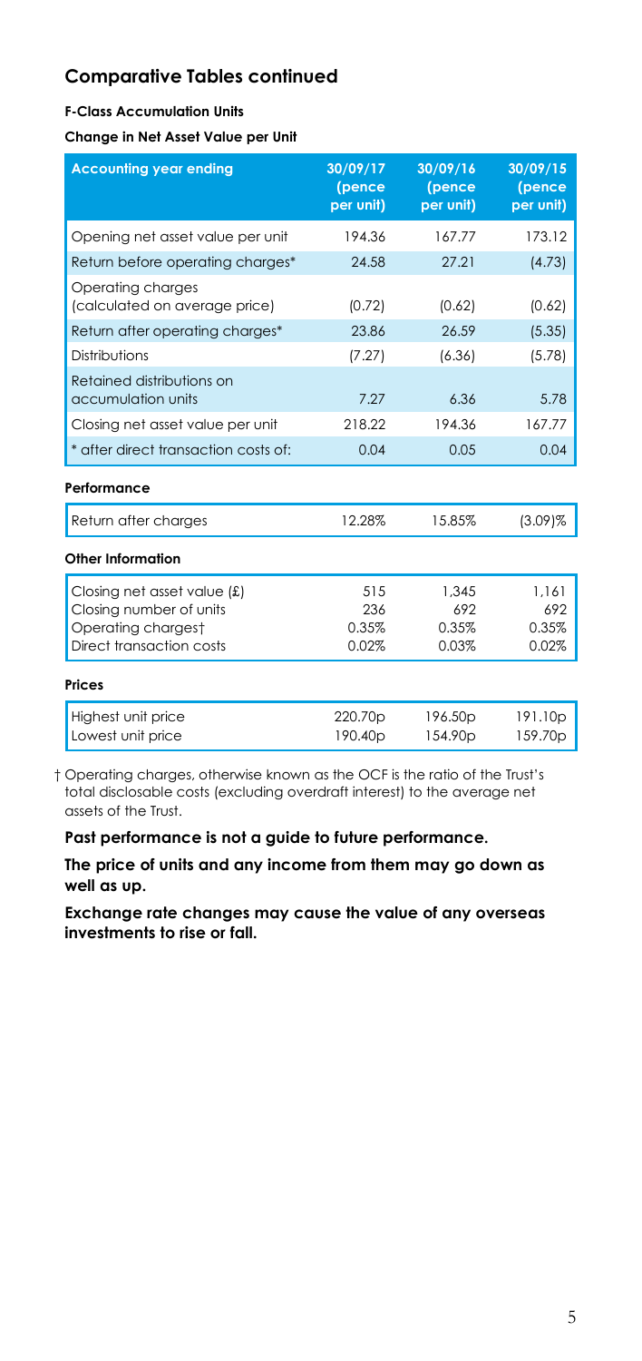## Comparative Tables continued

**F-Class Accumulation Units**

**Change in Net Asset Value per Unit**

| Accounting year ending | 30/09/17 (pence per unit) | 30/09/16 (pence per unit) | 30/09/15 (pence per unit) |
|---|---|---|---|
| Opening net asset value per unit | 194.36 | 167.77 | 173.12 |
| Return before operating charges* | 24.58 | 27.21 | (4.73) |
| Operating charges (calculated on average price) | (0.72) | (0.62) | (0.62) |
| Return after operating charges* | 23.86 | 26.59 | (5.35) |
| Distributions | (7.27) | (6.36) | (5.78) |
| Retained distributions on accumulation units | 7.27 | 6.36 | 5.78 |
| Closing net asset value per unit | 218.22 | 194.36 | 167.77 |
| * after direct transaction costs of: | 0.04 | 0.05 | 0.04 |

**Performance**

| | | | |
|---|---|---|---|
| Return after charges | 12.28% | 15.85% | (3.09)% |

**Other Information**

| | | | |
|---|---|---|---|
| Closing net asset value (£) | 515 | 1,345 | 1,161 |
| Closing number of units | 236 | 692 | 692 |
| Operating charges† | 0.35% | 0.35% | 0.35% |
| Direct transaction costs | 0.02% | 0.03% | 0.02% |

**Prices**

| | | | |
|---|---|---|---|
| Highest unit price | 220.70p | 196.50p | 191.10p |
| Lowest unit price | 190.40p | 154.90p | 159.70p |

† Operating charges, otherwise known as the OCF is the ratio of the Trust's total disclosable costs (excluding overdraft interest) to the average net assets of the Trust.

**Past performance is not a guide to future performance.**

**The price of units and any income from them may go down as well as up.**

**Exchange rate changes may cause the value of any overseas investments to rise or fall.**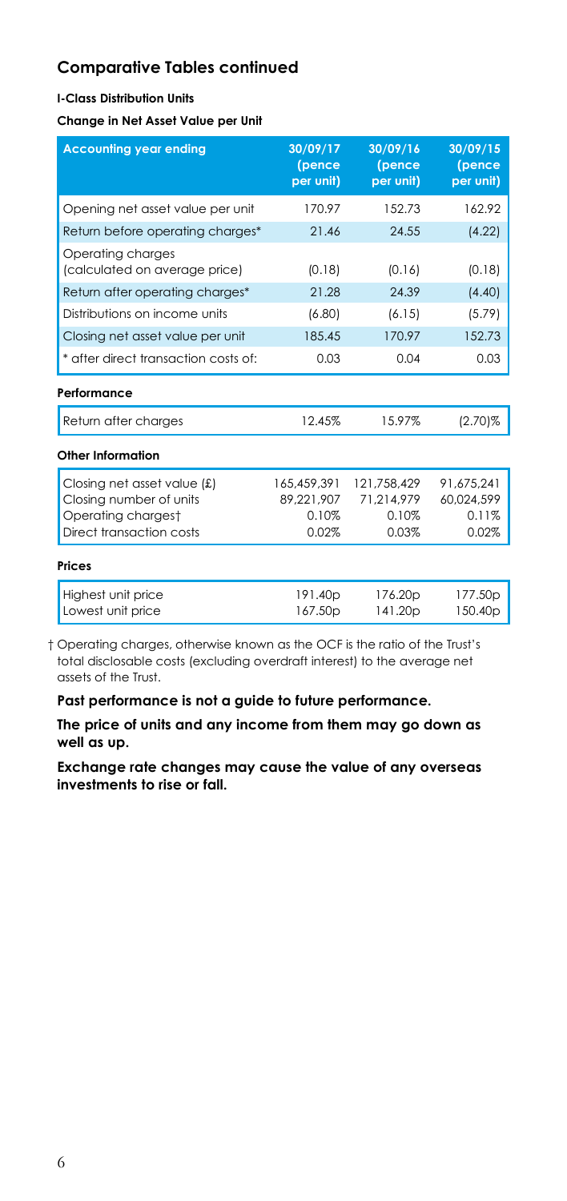## Comparative Tables continued

**I-Class Distribution Units**

**Change in Net Asset Value per Unit**

| Accounting year ending | 30/09/17 (pence per unit) | 30/09/16 (pence per unit) | 30/09/15 (pence per unit) |
|---|---|---|---|
| Opening net asset value per unit | 170.97 | 152.73 | 162.92 |
| Return before operating charges* | 21.46 | 24.55 | (4.22) |
| Operating charges (calculated on average price) | (0.18) | (0.16) | (0.18) |
| Return after operating charges* | 21.28 | 24.39 | (4.40) |
| Distributions on income units | (6.80) | (6.15) | (5.79) |
| Closing net asset value per unit | 185.45 | 170.97 | 152.73 |
| * after direct transaction costs of: | 0.03 | 0.04 | 0.03 |

**Performance**

| | | | |
|---|---|---|---|
| Return after charges | 12.45% | 15.97% | (2.70)% |

**Other Information**

| | | | |
|---|---|---|---|
| Closing net asset value (£) | 165,459,391 | 121,758,429 | 91,675,241 |
| Closing number of units | 89,221,907 | 71,214,979 | 60,024,599 |
| Operating charges† | 0.10% | 0.10% | 0.11% |
| Direct transaction costs | 0.02% | 0.03% | 0.02% |

**Prices**

| | | | |
|---|---|---|---|
| Highest unit price | 191.40p | 176.20p | 177.50p |
| Lowest unit price | 167.50p | 141.20p | 150.40p |

† Operating charges, otherwise known as the OCF is the ratio of the Trust's total disclosable costs (excluding overdraft interest) to the average net assets of the Trust.

**Past performance is not a guide to future performance.**

**The price of units and any income from them may go down as well as up.**

**Exchange rate changes may cause the value of any overseas investments to rise or fall.**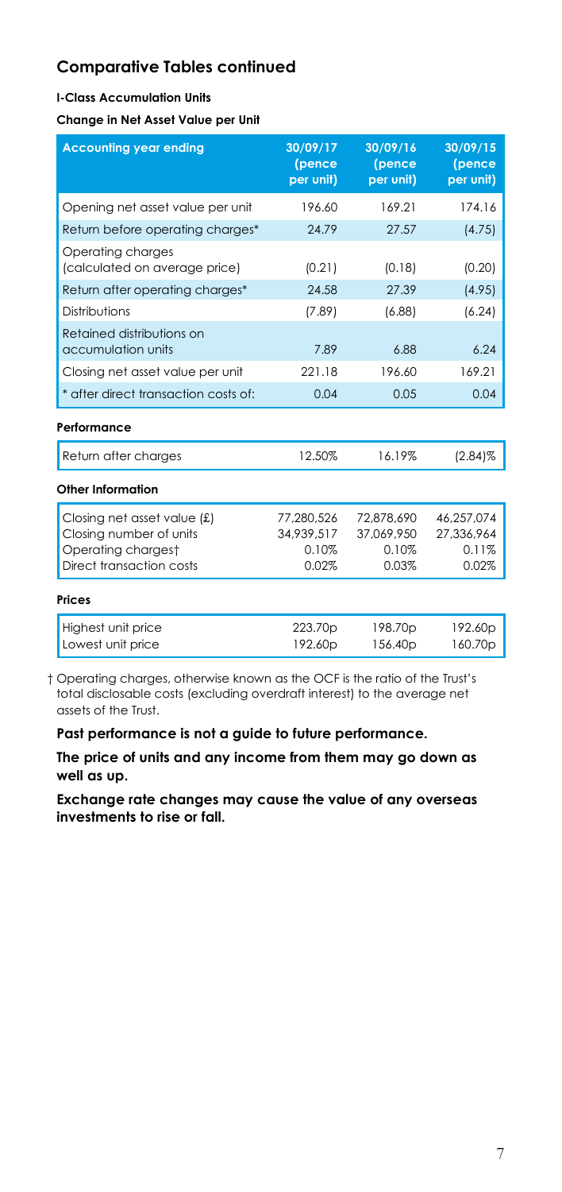## Comparative Tables continued

**I-Class Accumulation Units**

**Change in Net Asset Value per Unit**

| Accounting year ending | 30/09/17 (pence per unit) | 30/09/16 (pence per unit) | 30/09/15 (pence per unit) |
|---|---|---|---|
| Opening net asset value per unit | 196.60 | 169.21 | 174.16 |
| Return before operating charges* | 24.79 | 27.57 | (4.75) |
| Operating charges (calculated on average price) | (0.21) | (0.18) | (0.20) |
| Return after operating charges* | 24.58 | 27.39 | (4.95) |
| Distributions | (7.89) | (6.88) | (6.24) |
| Retained distributions on accumulation units | 7.89 | 6.88 | 6.24 |
| Closing net asset value per unit | 221.18 | 196.60 | 169.21 |
| * after direct transaction costs of: | 0.04 | 0.05 | 0.04 |

**Performance**

| | | | |
|---|---|---|---|
| Return after charges | 12.50% | 16.19% | (2.84)% |

**Other Information**

| | | | |
|---|---|---|---|
| Closing net asset value (£) | 77,280,526 | 72,878,690 | 46,257,074 |
| Closing number of units | 34,939,517 | 37,069,950 | 27,336,964 |
| Operating charges† | 0.10% | 0.10% | 0.11% |
| Direct transaction costs | 0.02% | 0.03% | 0.02% |

**Prices**

| | | | |
|---|---|---|---|
| Highest unit price | 223.70p | 198.70p | 192.60p |
| Lowest unit price | 192.60p | 156.40p | 160.70p |

† Operating charges, otherwise known as the OCF is the ratio of the Trust's total disclosable costs (excluding overdraft interest) to the average net assets of the Trust.

**Past performance is not a guide to future performance.**

**The price of units and any income from them may go down as well as up.**

**Exchange rate changes may cause the value of any overseas investments to rise or fall.**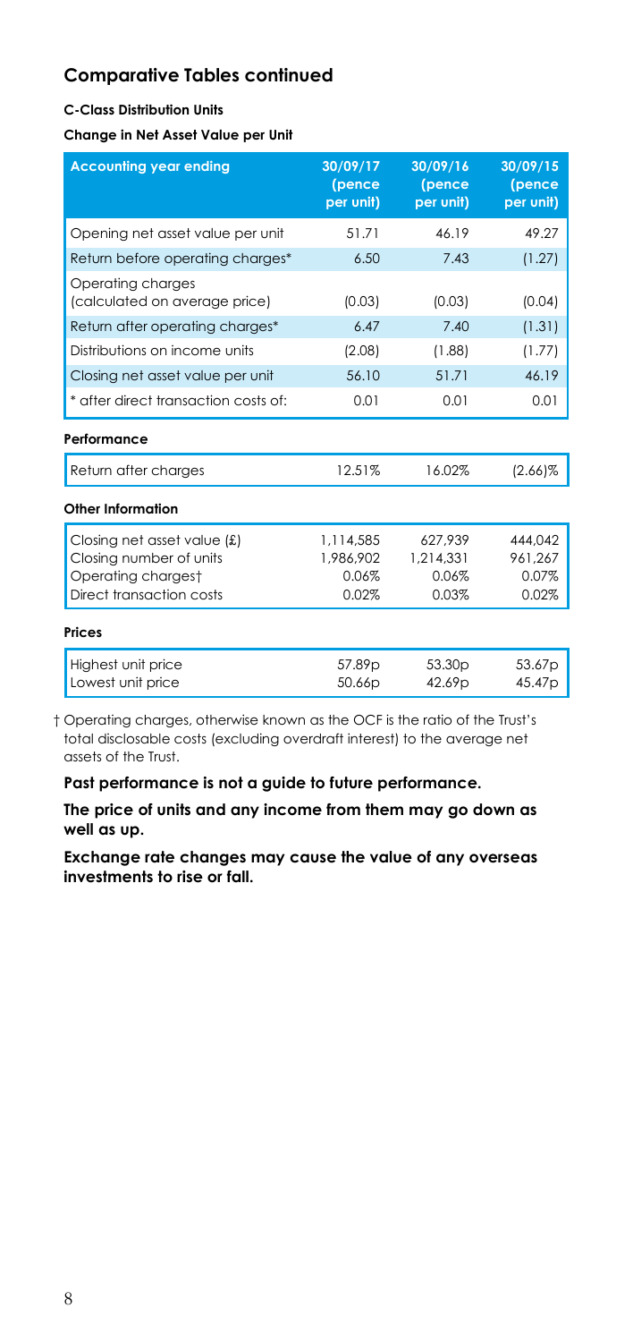## Comparative Tables continued

**C-Class Distribution Units**

**Change in Net Asset Value per Unit**

| Accounting year ending | 30/09/17 (pence per unit) | 30/09/16 (pence per unit) | 30/09/15 (pence per unit) |
|---|---|---|---|
| Opening net asset value per unit | 51.71 | 46.19 | 49.27 |
| Return before operating charges* | 6.50 | 7.43 | (1.27) |
| Operating charges (calculated on average price) | (0.03) | (0.03) | (0.04) |
| Return after operating charges* | 6.47 | 7.40 | (1.31) |
| Distributions on income units | (2.08) | (1.88) | (1.77) |
| Closing net asset value per unit | 56.10 | 51.71 | 46.19 |
| * after direct transaction costs of: | 0.01 | 0.01 | 0.01 |
| **Performance** | | | |
| Return after charges | 12.51% | 16.02% | (2.66)% |
| **Other Information** | | | |
| Closing net asset value (£) | 1,114,585 | 627,939 | 444,042 |
| Closing number of units | 1,986,902 | 1,214,331 | 961,267 |
| Operating charges† | 0.06% | 0.06% | 0.07% |
| Direct transaction costs | 0.02% | 0.03% | 0.02% |
| **Prices** | | | |
| Highest unit price | 57.89p | 53.30p | 53.67p |
| Lowest unit price | 50.66p | 42.69p | 45.47p |

† Operating charges, otherwise known as the OCF is the ratio of the Trust's total disclosable costs (excluding overdraft interest) to the average net assets of the Trust.

**Past performance is not a guide to future performance.**

**The price of units and any income from them may go down as well as up.**

**Exchange rate changes may cause the value of any overseas investments to rise or fall.**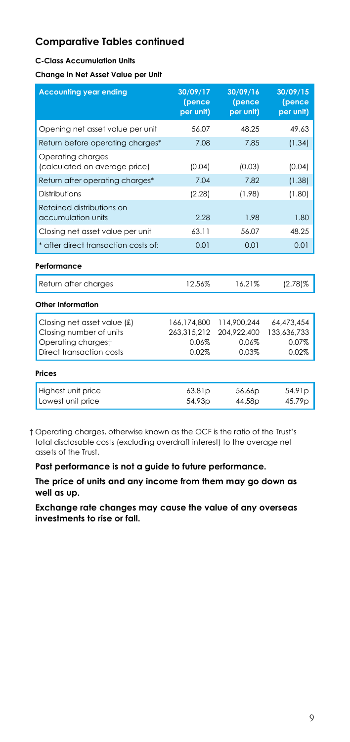## Comparative Tables continued

**C-Class Accumulation Units**

**Change in Net Asset Value per Unit**

| Accounting year ending | 30/09/17 (pence per unit) | 30/09/16 (pence per unit) | 30/09/15 (pence per unit) |
|---|---|---|---|
| Opening net asset value per unit | 56.07 | 48.25 | 49.63 |
| Return before operating charges* | 7.08 | 7.85 | (1.34) |
| Operating charges (calculated on average price) | (0.04) | (0.03) | (0.04) |
| Return after operating charges* | 7.04 | 7.82 | (1.38) |
| Distributions | (2.28) | (1.98) | (1.80) |
| Retained distributions on accumulation units | 2.28 | 1.98 | 1.80 |
| Closing net asset value per unit | 63.11 | 56.07 | 48.25 |
| * after direct transaction costs of: | 0.01 | 0.01 | 0.01 |

**Performance**

| | | | |
|---|---|---|---|
| Return after charges | 12.56% | 16.21% | (2.78)% |

**Other Information**

| | | | |
|---|---|---|---|
| Closing net asset value (£) | 166,174,800 | 114,900,244 | 64,473,454 |
| Closing number of units | 263,315,212 | 204,922,400 | 133,636,733 |
| Operating charges† | 0.06% | 0.06% | 0.07% |
| Direct transaction costs | 0.02% | 0.03% | 0.02% |

**Prices**

| | | | |
|---|---|---|---|
| Highest unit price | 63.81p | 56.66p | 54.91p |
| Lowest unit price | 54.93p | 44.58p | 45.79p |

† Operating charges, otherwise known as the OCF is the ratio of the Trust's total disclosable costs (excluding overdraft interest) to the average net assets of the Trust.

**Past performance is not a guide to future performance.**

**The price of units and any income from them may go down as well as up.**

**Exchange rate changes may cause the value of any overseas investments to rise or fall.**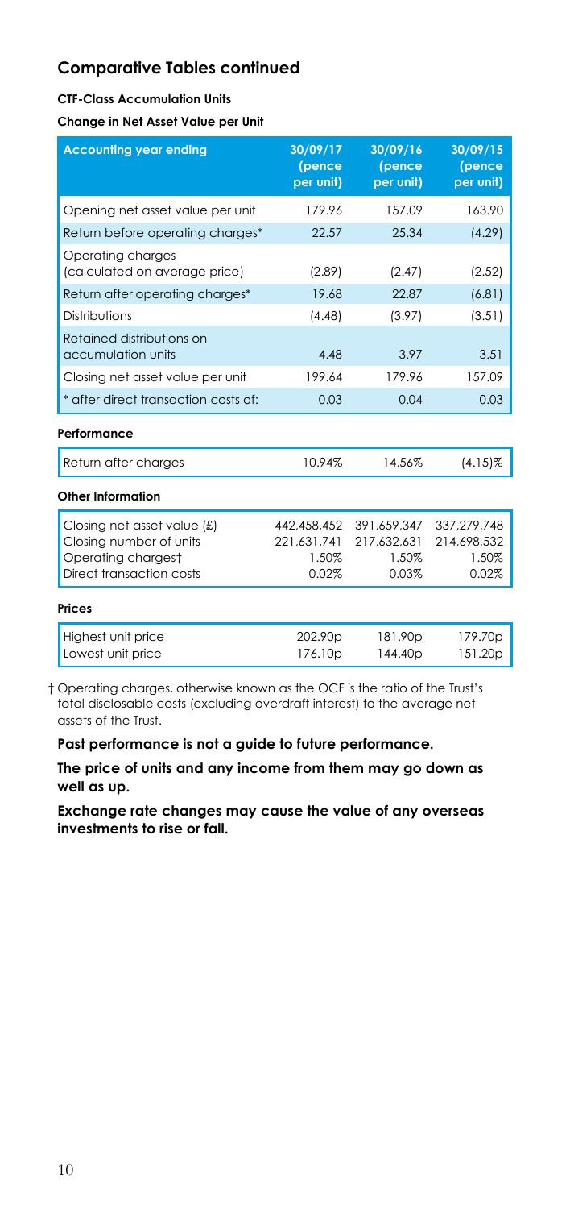## Comparative Tables continued

**CTF-Class Accumulation Units**

**Change in Net Asset Value per Unit**

| Accounting year ending | 30/09/17 (pence per unit) | 30/09/16 (pence per unit) | 30/09/15 (pence per unit) |
|---|---|---|---|
| Opening net asset value per unit | 179.96 | 157.09 | 163.90 |
| Return before operating charges* | 22.57 | 25.34 | (4.29) |
| Operating charges (calculated on average price) | (2.89) | (2.47) | (2.52) |
| Return after operating charges* | 19.68 | 22.87 | (6.81) |
| Distributions | (4.48) | (3.97) | (3.51) |
| Retained distributions on accumulation units | 4.48 | 3.97 | 3.51 |
| Closing net asset value per unit | 199.64 | 179.96 | 157.09 |
| * after direct transaction costs of: | 0.03 | 0.04 | 0.03 |

**Performance**

| | | | |
|---|---|---|---|
| Return after charges | 10.94% | 14.56% | (4.15)% |

**Other Information**

| | | | |
|---|---|---|---|
| Closing net asset value (£) | 442,458,452 | 391,659,347 | 337,279,748 |
| Closing number of units | 221,631,741 | 217,632,631 | 214,698,532 |
| Operating charges† | 1.50% | 1.50% | 1.50% |
| Direct transaction costs | 0.02% | 0.03% | 0.02% |

**Prices**

| | | | |
|---|---|---|---|
| Highest unit price | 202.90p | 181.90p | 179.70p |
| Lowest unit price | 176.10p | 144.40p | 151.20p |

† Operating charges, otherwise known as the OCF is the ratio of the Trust's total disclosable costs (excluding overdraft interest) to the average net assets of the Trust.

**Past performance is not a guide to future performance.**

**The price of units and any income from them may go down as well as up.**

**Exchange rate changes may cause the value of any overseas investments to rise or fall.**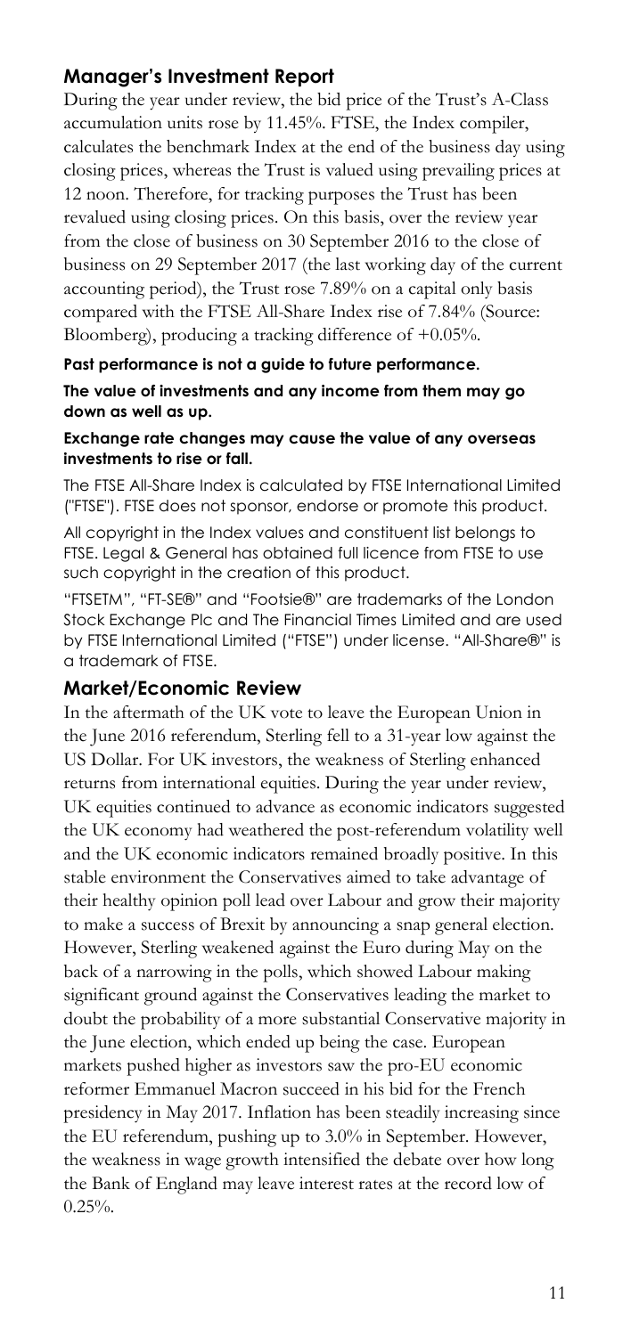## Manager's Investment Report

During the year under review, the bid price of the Trust's A-Class accumulation units rose by 11.45%. FTSE, the Index compiler, calculates the benchmark Index at the end of the business day using closing prices, whereas the Trust is valued using prevailing prices at 12 noon. Therefore, for tracking purposes the Trust has been revalued using closing prices. On this basis, over the review year from the close of business on 30 September 2016 to the close of business on 29 September 2017 (the last working day of the current accounting period), the Trust rose 7.89% on a capital only basis compared with the FTSE All-Share Index rise of 7.84% (Source: Bloomberg), producing a tracking difference of +0.05%.

**Past performance is not a guide to future performance.**

**The value of investments and any income from them may go down as well as up.**

**Exchange rate changes may cause the value of any overseas investments to rise or fall.**

The FTSE All-Share Index is calculated by FTSE International Limited ("FTSE"). FTSE does not sponsor, endorse or promote this product.

All copyright in the Index values and constituent list belongs to FTSE. Legal & General has obtained full licence from FTSE to use such copyright in the creation of this product.

"FTSETM", "FT-SE®" and "Footsie®" are trademarks of the London Stock Exchange Plc and The Financial Times Limited and are used by FTSE International Limited ("FTSE") under license. "All-Share®" is a trademark of FTSE.

## Market/Economic Review

In the aftermath of the UK vote to leave the European Union in the June 2016 referendum, Sterling fell to a 31-year low against the US Dollar. For UK investors, the weakness of Sterling enhanced returns from international equities. During the year under review, UK equities continued to advance as economic indicators suggested the UK economy had weathered the post-referendum volatility well and the UK economic indicators remained broadly positive. In this stable environment the Conservatives aimed to take advantage of their healthy opinion poll lead over Labour and grow their majority to make a success of Brexit by announcing a snap general election. However, Sterling weakened against the Euro during May on the back of a narrowing in the polls, which showed Labour making significant ground against the Conservatives leading the market to doubt the probability of a more substantial Conservative majority in the June election, which ended up being the case. European markets pushed higher as investors saw the pro-EU economic reformer Emmanuel Macron succeed in his bid for the French presidency in May 2017. Inflation has been steadily increasing since the EU referendum, pushing up to 3.0% in September. However, the weakness in wage growth intensified the debate over how long the Bank of England may leave interest rates at the record low of 0.25%.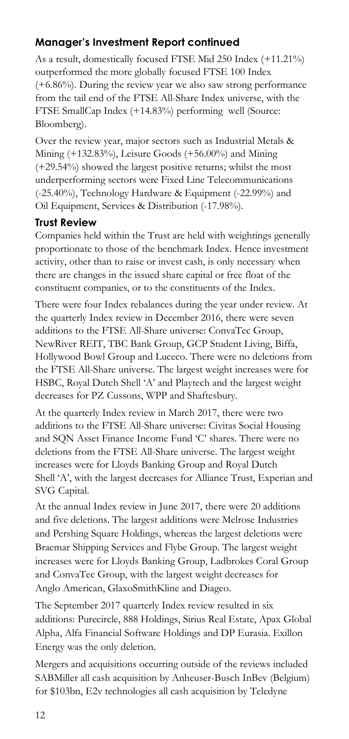## Manager's Investment Report continued

As a result, domestically focused FTSE Mid 250 Index (+11.21%) outperformed the more globally focused FTSE 100 Index (+6.86%). During the review year we also saw strong performance from the tail end of the FTSE All-Share Index universe, with the FTSE SmallCap Index (+14.83%) performing well (Source: Bloomberg).

Over the review year, major sectors such as Industrial Metals & Mining (+132.83%), Leisure Goods (+56.00%) and Mining (+29.54%) showed the largest positive returns; whilst the most underperforming sectors were Fixed Line Telecommunications (-25.40%), Technology Hardware & Equipment (-22.99%) and Oil Equipment, Services & Distribution (-17.98%).

### Trust Review

Companies held within the Trust are held with weightings generally proportionate to those of the benchmark Index. Hence investment activity, other than to raise or invest cash, is only necessary when there are changes in the issued share capital or free float of the constituent companies, or to the constituents of the Index.

There were four Index rebalances during the year under review. At the quarterly Index review in December 2016, there were seven additions to the FTSE All-Share universe: ConvaTec Group, NewRiver REIT, TBC Bank Group, GCP Student Living, Biffa, Hollywood Bowl Group and Luceco. There were no deletions from the FTSE All-Share universe. The largest weight increases were for HSBC, Royal Dutch Shell 'A' and Playtech and the largest weight decreases for PZ Cussons, WPP and Shaftesbury.

At the quarterly Index review in March 2017, there were two additions to the FTSE All-Share universe: Civitas Social Housing and SQN Asset Finance Income Fund 'C' shares. There were no deletions from the FTSE All-Share universe. The largest weight increases were for Lloyds Banking Group and Royal Dutch Shell 'A', with the largest decreases for Alliance Trust, Experian and SVG Capital.

At the annual Index review in June 2017, there were 20 additions and five deletions. The largest additions were Melrose Industries and Pershing Square Holdings, whereas the largest deletions were Braemar Shipping Services and Flybe Group. The largest weight increases were for Lloyds Banking Group, Ladbrokes Coral Group and ConvaTec Group, with the largest weight decreases for Anglo American, GlaxoSmithKline and Diageo.

The September 2017 quarterly Index review resulted in six additions: Purecircle, 888 Holdings, Sirius Real Estate, Apax Global Alpha, Alfa Financial Software Holdings and DP Eurasia. Exillon Energy was the only deletion.

Mergers and acquisitions occurring outside of the reviews included SABMiller all cash acquisition by Anheuser-Busch InBev (Belgium) for $103bn, E2v technologies all cash acquisition by Teledyne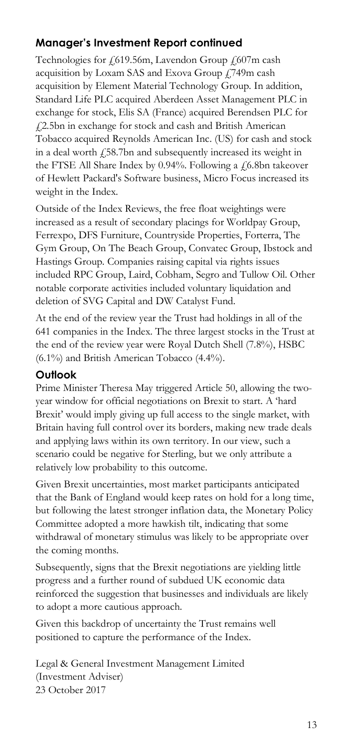## Manager's Investment Report continued

Technologies for £619.56m, Lavendon Group £607m cash acquisition by Loxam SAS and Exova Group £749m cash acquisition by Element Material Technology Group. In addition, Standard Life PLC acquired Aberdeen Asset Management PLC in exchange for stock, Elis SA (France) acquired Berendsen PLC for £2.5bn in exchange for stock and cash and British American Tobacco acquired Reynolds American Inc. (US) for cash and stock in a deal worth £58.7bn and subsequently increased its weight in the FTSE All Share Index by 0.94%. Following a £6.8bn takeover of Hewlett Packard's Software business, Micro Focus increased its weight in the Index.

Outside of the Index Reviews, the free float weightings were increased as a result of secondary placings for Worldpay Group, Ferrexpo, DFS Furniture, Countryside Properties, Forterra, The Gym Group, On The Beach Group, Convatec Group, Ibstock and Hastings Group. Companies raising capital via rights issues included RPC Group, Laird, Cobham, Segro and Tullow Oil. Other notable corporate activities included voluntary liquidation and deletion of SVG Capital and DW Catalyst Fund.

At the end of the review year the Trust had holdings in all of the 641 companies in the Index. The three largest stocks in the Trust at the end of the review year were Royal Dutch Shell (7.8%), HSBC (6.1%) and British American Tobacco (4.4%).

## Outlook

Prime Minister Theresa May triggered Article 50, allowing the two-year window for official negotiations on Brexit to start. A 'hard Brexit' would imply giving up full access to the single market, with Britain having full control over its borders, making new trade deals and applying laws within its own territory. In our view, such a scenario could be negative for Sterling, but we only attribute a relatively low probability to this outcome.

Given Brexit uncertainties, most market participants anticipated that the Bank of England would keep rates on hold for a long time, but following the latest stronger inflation data, the Monetary Policy Committee adopted a more hawkish tilt, indicating that some withdrawal of monetary stimulus was likely to be appropriate over the coming months.

Subsequently, signs that the Brexit negotiations are yielding little progress and a further round of subdued UK economic data reinforced the suggestion that businesses and individuals are likely to adopt a more cautious approach.

Given this backdrop of uncertainty the Trust remains well positioned to capture the performance of the Index.

Legal & General Investment Management Limited
(Investment Adviser)
23 October 2017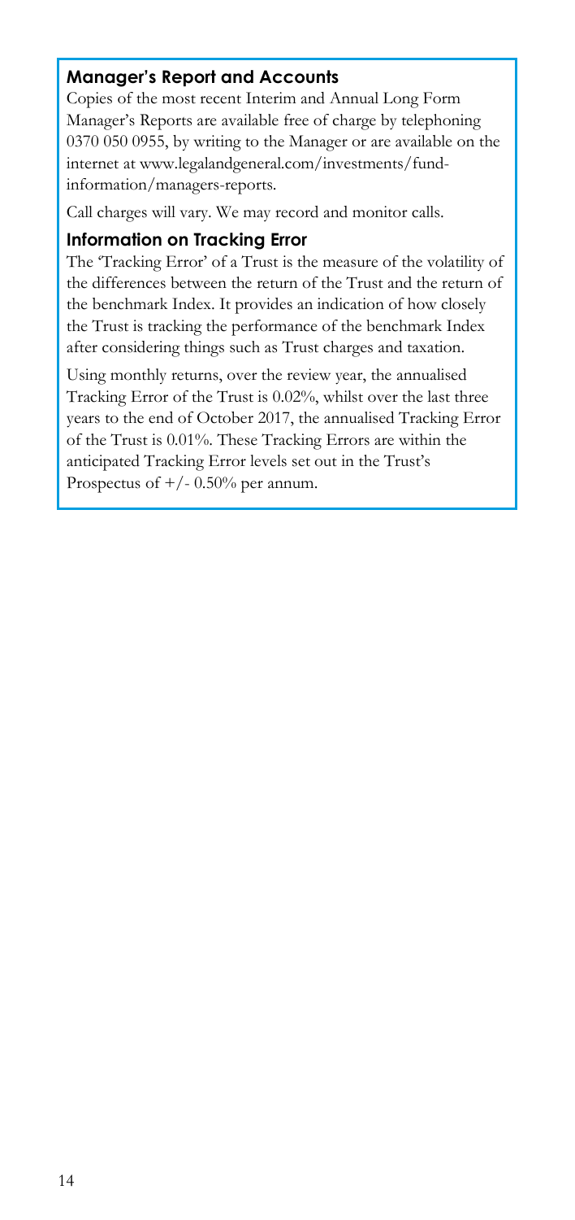## Manager's Report and Accounts

Copies of the most recent Interim and Annual Long Form Manager's Reports are available free of charge by telephoning 0370 050 0955, by writing to the Manager or are available on the internet at www.legalandgeneral.com/investments/fund-information/managers-reports.

Call charges will vary. We may record and monitor calls.

## Information on Tracking Error

The 'Tracking Error' of a Trust is the measure of the volatility of the differences between the return of the Trust and the return of the benchmark Index. It provides an indication of how closely the Trust is tracking the performance of the benchmark Index after considering things such as Trust charges and taxation.

Using monthly returns, over the review year, the annualised Tracking Error of the Trust is 0.02%, whilst over the last three years to the end of October 2017, the annualised Tracking Error of the Trust is 0.01%. These Tracking Errors are within the anticipated Tracking Error levels set out in the Trust's Prospectus of +/- 0.50% per annum.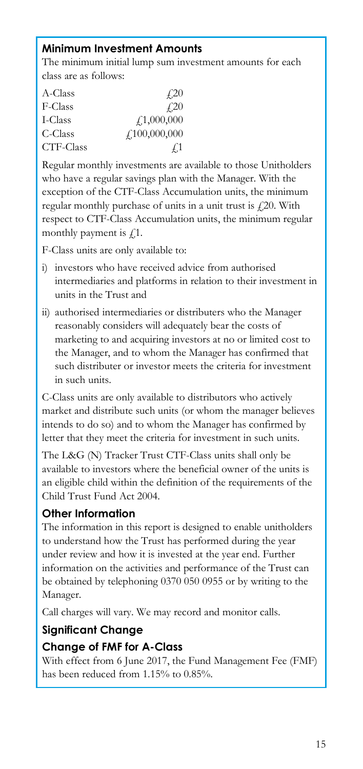## Minimum Investment Amounts

The minimum initial lump sum investment amounts for each class are as follows:

| | |
|---|---|
| A-Class | £20 |
| F-Class | £20 |
| I-Class | £1,000,000 |
| C-Class | £100,000,000 |
| CTF-Class | £1 |

Regular monthly investments are available to those Unitholders who have a regular savings plan with the Manager. With the exception of the CTF-Class Accumulation units, the minimum regular monthly purchase of units in a unit trust is £20. With respect to CTF-Class Accumulation units, the minimum regular monthly payment is £1.

F-Class units are only available to:

i) investors who have received advice from authorised intermediaries and platforms in relation to their investment in units in the Trust and

ii) authorised intermediaries or distributers who the Manager reasonably considers will adequately bear the costs of marketing to and acquiring investors at no or limited cost to the Manager, and to whom the Manager has confirmed that such distributer or investor meets the criteria for investment in such units.

C-Class units are only available to distributors who actively market and distribute such units (or whom the manager believes intends to do so) and to whom the Manager has confirmed by letter that they meet the criteria for investment in such units.

The L&G (N) Tracker Trust CTF-Class units shall only be available to investors where the beneficial owner of the units is an eligible child within the definition of the requirements of the Child Trust Fund Act 2004.

## Other Information

The information in this report is designed to enable unitholders to understand how the Trust has performed during the year under review and how it is invested at the year end. Further information on the activities and performance of the Trust can be obtained by telephoning 0370 050 0955 or by writing to the Manager.

Call charges will vary. We may record and monitor calls.

## Significant Change

### Change of FMF for A-Class

With effect from 6 June 2017, the Fund Management Fee (FMF) has been reduced from 1.15% to 0.85%.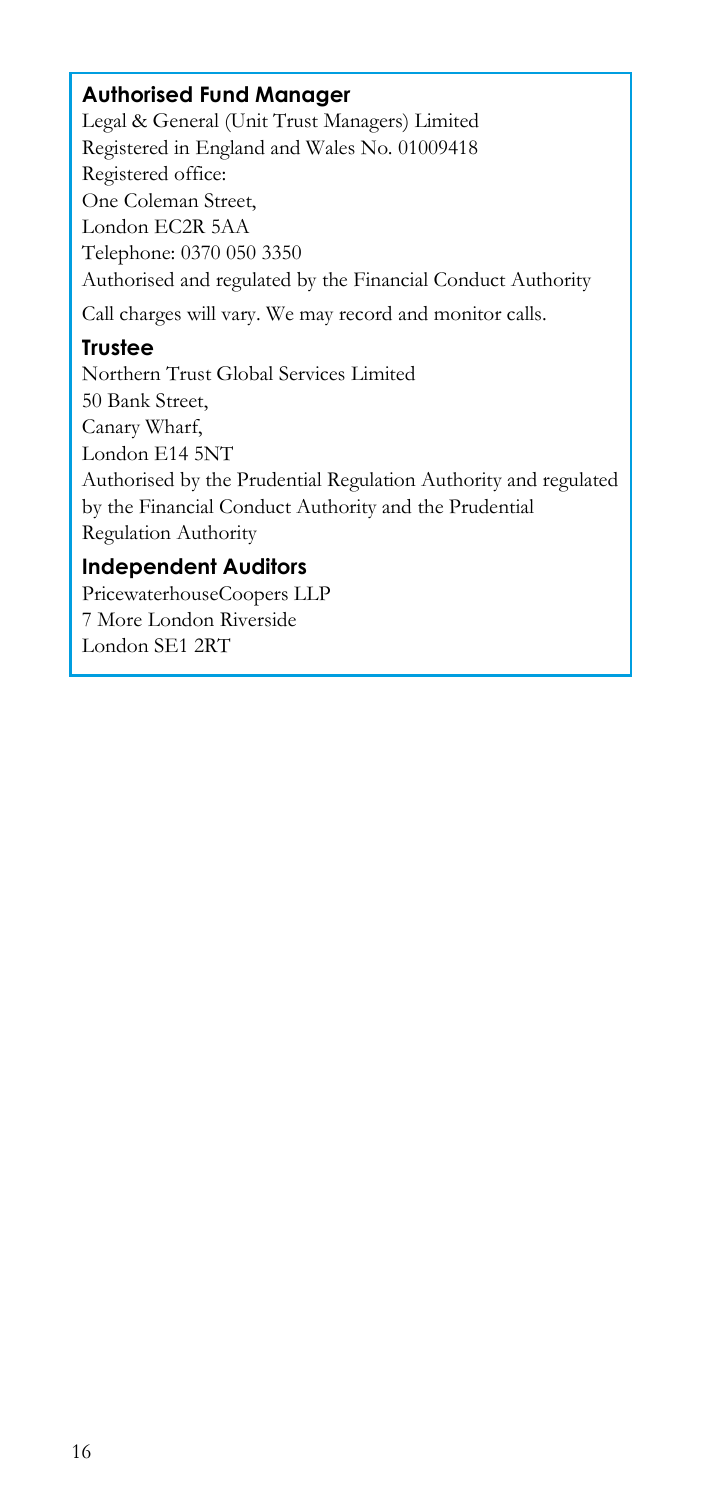### Authorised Fund Manager

Legal & General (Unit Trust Managers) Limited
Registered in England and Wales No. 01009418
Registered office:
One Coleman Street,
London EC2R 5AA
Telephone: 0370 050 3350
Authorised and regulated by the Financial Conduct Authority

Call charges will vary. We may record and monitor calls.

### Trustee

Northern Trust Global Services Limited
50 Bank Street,
Canary Wharf,
London E14 5NT
Authorised by the Prudential Regulation Authority and regulated by the Financial Conduct Authority and the Prudential Regulation Authority

### Independent Auditors

PricewaterhouseCoopers LLP
7 More London Riverside
London SE1 2RT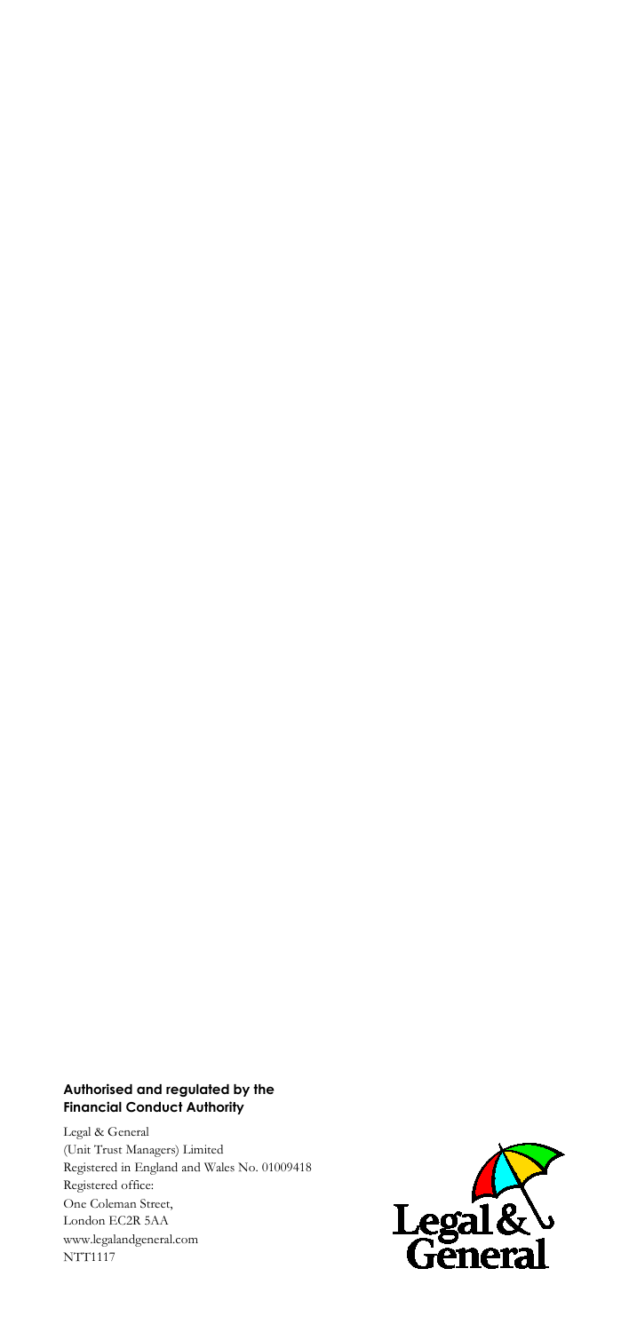**Authorised and regulated by the Financial Conduct Authority**

Legal & General
(Unit Trust Managers) Limited
Registered in England and Wales No. 01009418
Registered office:
One Coleman Street,
London EC2R 5AA
www.legalandgeneral.com
NTT1117